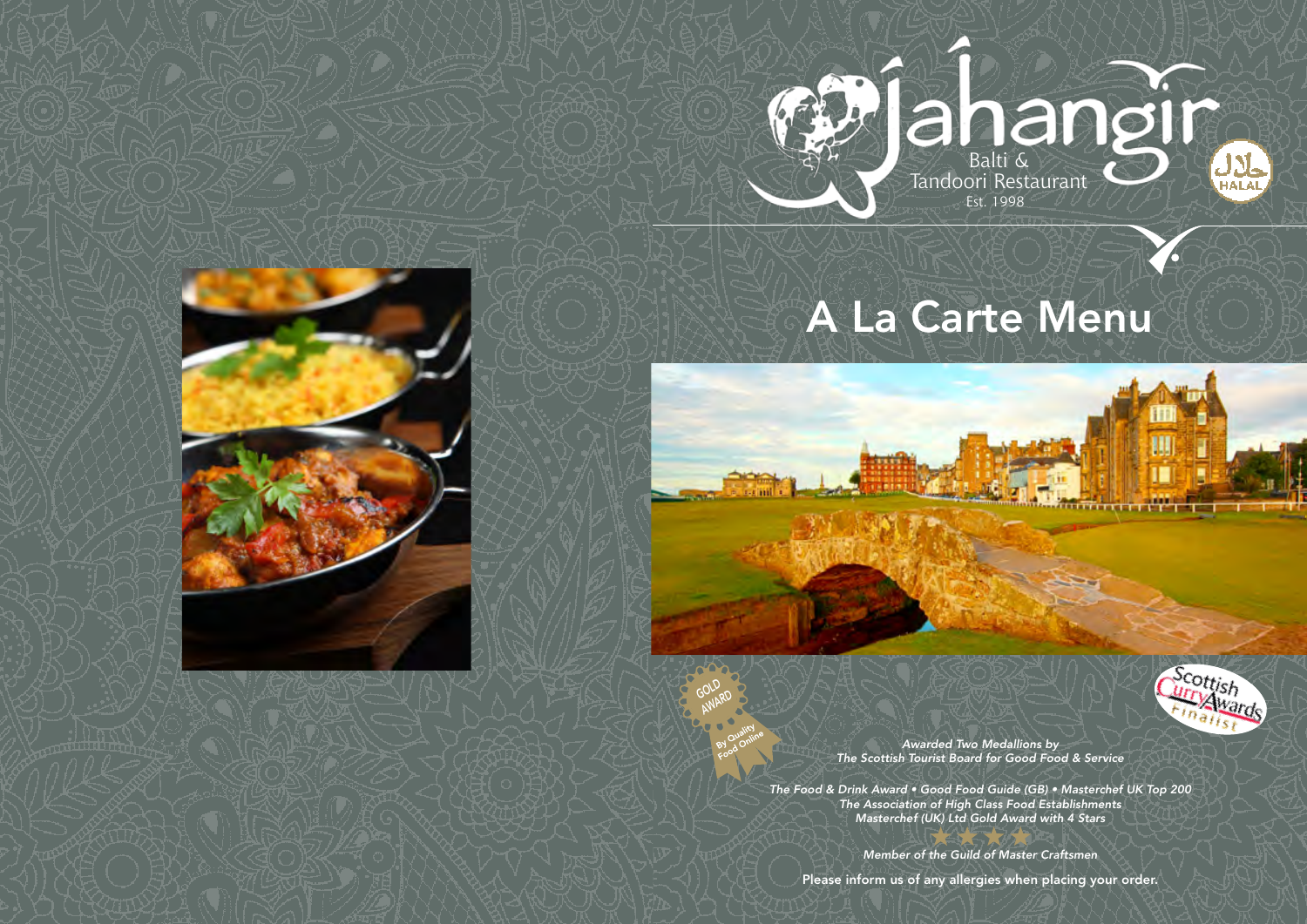# Jahangir

Balti & Tandoori Restaurant

Est. 1998

HALAL

## A La Carte Menu

GOLD AWARD By Quality Food Online

Scottish Curry Awards Finalist

*Awarded Two Medallions by*
*The Scottish Tourist Board for Good Food & Service*

*The Food & Drink Award • Good Food Guide (GB) • Masterchef UK Top 200*
*The Association of High Class Food Establishments*
*Masterchef (UK) Ltd Gold Award with 4 Stars*

*Member of the Guild of Master Craftsmen*

Please inform us of any allergies when placing your order.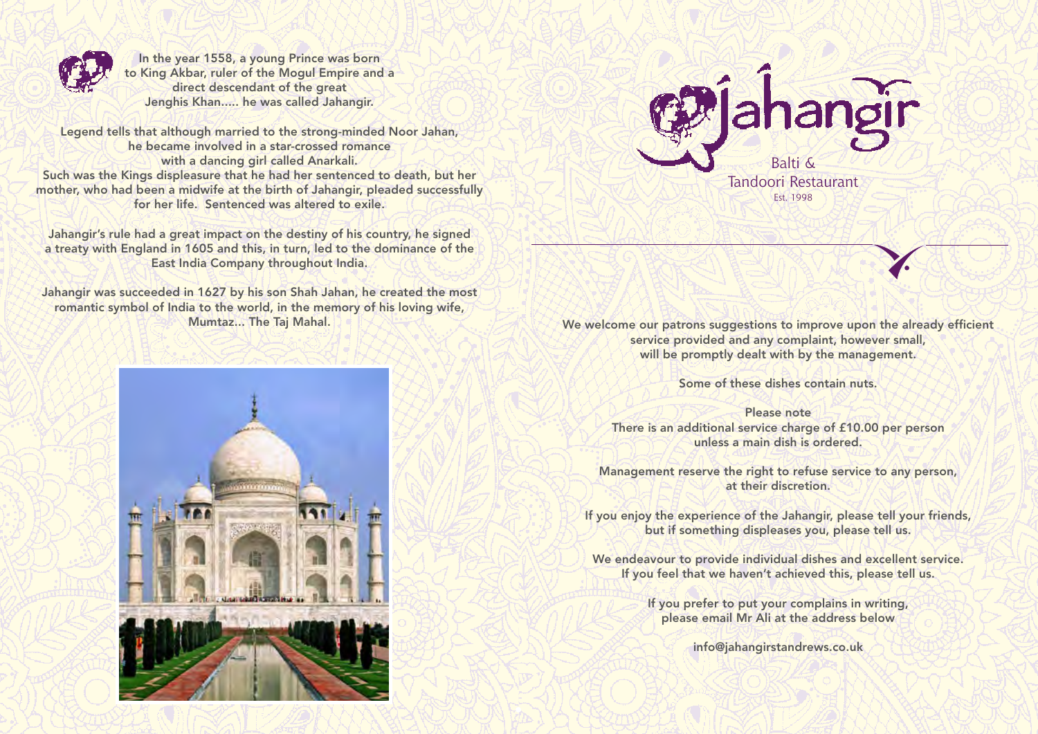In the year 1558, a young Prince was born to King Akbar, ruler of the Mogul Empire and a direct descendant of the great Jenghis Khan..... he was called Jahangir.

Legend tells that although married to the strong-minded Noor Jahan, he became involved in a star-crossed romance with a dancing girl called Anarkali.
Such was the Kings displeasure that he had her sentenced to death, but her mother, who had been a midwife at the birth of Jahangir, pleaded successfully for her life. Sentenced was altered to exile.

Jahangir's rule had a great impact on the destiny of his country, he signed a treaty with England in 1605 and this, in turn, led to the dominance of the East India Company throughout India.

Jahangir was succeeded in 1627 by his son Shah Jahan, he created the most romantic symbol of India to the world, in the memory of his loving wife, Mumtaz... The Taj Mahal.

# Jahangir

Balti &
Tandoori Restaurant
Est. 1998

We welcome our patrons suggestions to improve upon the already efficient service provided and any complaint, however small, will be promptly dealt with by the management.

Some of these dishes contain nuts.

Please note
There is an additional service charge of £10.00 per person unless a main dish is ordered.

Management reserve the right to refuse service to any person, at their discretion.

If you enjoy the experience of the Jahangir, please tell your friends, but if something displeases you, please tell us.

We endeavour to provide individual dishes and excellent service. If you feel that we haven't achieved this, please tell us.

If you prefer to put your complains in writing, please email Mr Ali at the address below

info@jahangirstandrews.co.uk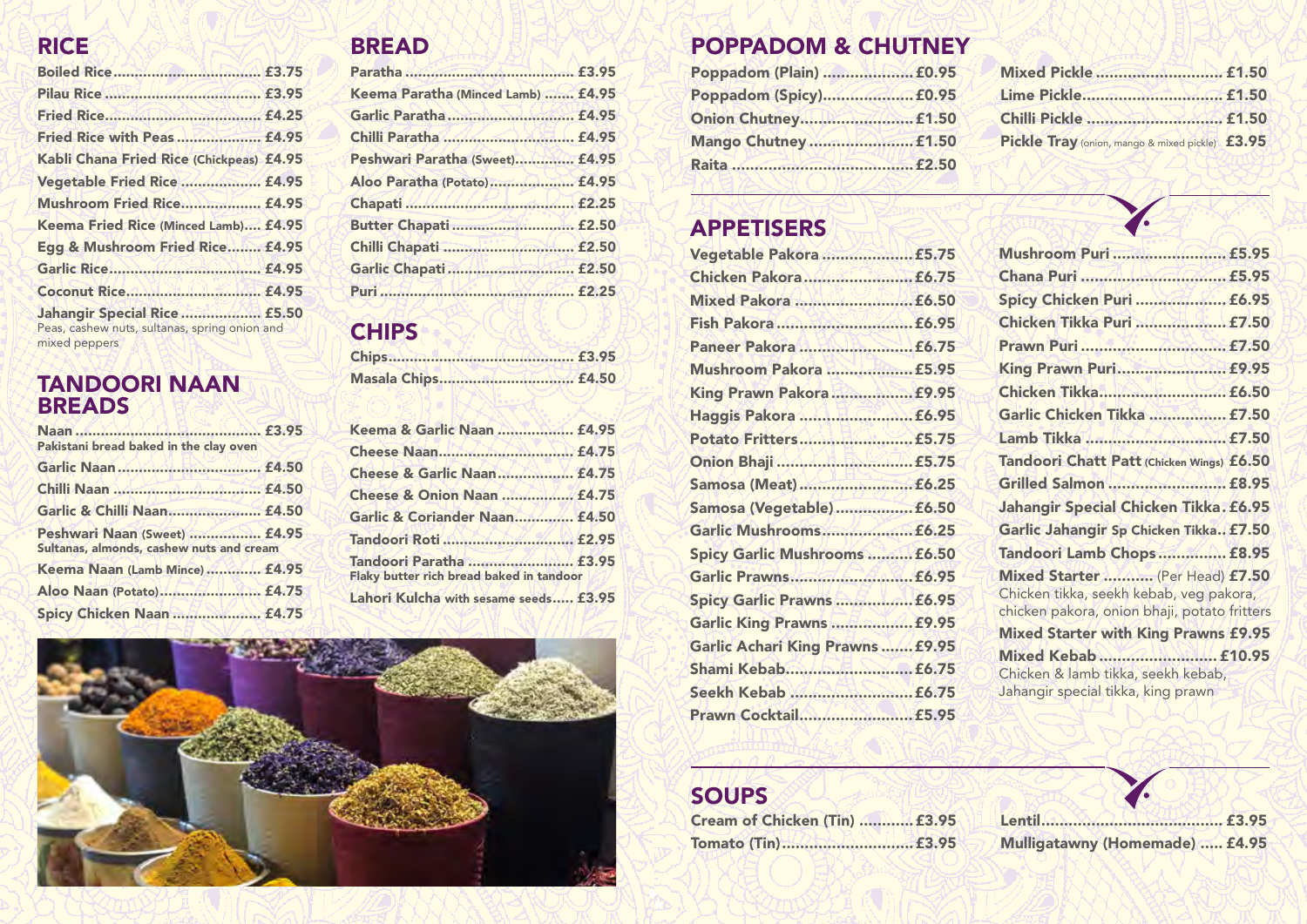## RICE

- Boiled Rice .................................. £3.75
- Pilau Rice .................................... £3.95
- Fried Rice .................................... £4.25
- Fried Rice with Peas .................... £4.95
- Kabli Chana Fried Rice (Chickpeas) £4.95
- Vegetable Fried Rice ................... £4.95
- Mushroom Fried Rice ................... £4.95
- Keema Fried Rice (Minced Lamb) .... £4.95
- Egg & Mushroom Fried Rice ........ £4.95
- Garlic Rice .................................... £4.95
- Coconut Rice ................................ £4.95
- Jahangir Special Rice ................... £5.50
  Peas, cashew nuts, sultanas, spring onion and mixed peppers

## TANDOORI NAAN BREADS

- Naan ........................................... £3.95
  Pakistani bread baked in the clay oven
- Garlic Naan .................................. £4.50
- Chilli Naan ................................... £4.50
- Garlic & Chilli Naan ...................... £4.50
- Peshwari Naan (Sweet) ................. £4.95
  Sultanas, almonds, cashew nuts and cream
- Keema Naan (Lamb Mince) ............. £4.95
- Aloo Naan (Potato) ........................ £4.75
- Spicy Chicken Naan ..................... £4.75

## BREAD

- Paratha ........................................ £3.95
- Keema Paratha (Minced Lamb) ....... £4.95
- Garlic Paratha .............................. £4.95
- Chilli Paratha ............................... £4.95
- Peshwari Paratha (Sweet) .............. £4.95
- Aloo Paratha (Potato) .................... £4.95
- Chapati ........................................ £2.25
- Butter Chapati ............................. £2.50
- Chilli Chapati ............................... £2.50
- Garlic Chapati .............................. £2.50
- Puri .............................................. £2.25

## CHIPS

- Chips ............................................ £3.95
- Masala Chips ................................ £4.50

- Keema & Garlic Naan .................. £4.95
- Cheese Naan ................................ £4.75
- Cheese & Garlic Naan .................. £4.75
- Cheese & Onion Naan ................. £4.75
- Garlic & Coriander Naan .............. £4.50
- Tandoori Roti ............................... £2.95
- Tandoori Paratha ......................... £3.95
  Flaky butter rich bread baked in tandoor
- Lahori Kulcha with sesame seeds ..... £3.95

## POPPADOM & CHUTNEY

- Poppadom (Plain) ..................... £0.95
- Poppadom (Spicy) ..................... £0.95
- Onion Chutney .......................... £1.50
- Mango Chutney ......................... £1.50
- Raita ......................................... £2.50
- Mixed Pickle ............................ £1.50
- Lime Pickle ............................... £1.50
- Chilli Pickle .............................. £1.50
- Pickle Tray (onion, mango & mixed pickle) £3.95

## APPETISERS

- Vegetable Pakora ..................... £5.75
- Chicken Pakora ......................... £6.75
- Mixed Pakora ........................... £6.50
- Fish Pakora .............................. £6.95
- Paneer Pakora .......................... £6.75
- Mushroom Pakora ..................... £5.95
- King Prawn Pakora ................... £9.95
- Haggis Pakora .......................... £6.95
- Potato Fritters .......................... £5.75
- Onion Bhaji .............................. £5.75
- Samosa (Meat) .......................... £6.25
- Samosa (Vegetable) ................. £6.50
- Garlic Mushrooms .................... £6.25
- Spicy Garlic Mushrooms .......... £6.50
- Garlic Prawns ........................... £6.95
- Spicy Garlic Prawns ................. £6.95
- Garlic King Prawns .................. £9.95
- Garlic Achari King Prawns ....... £9.95
- Shami Kebab ............................ £6.75
- Seekh Kebab ........................... £6.75
- Prawn Cocktail ......................... £5.95
- Mushroom Puri ......................... £5.95
- Chana Puri ................................ £5.95
- Spicy Chicken Puri .................... £6.95
- Chicken Tikka Puri .................... £7.50
- Prawn Puri ................................ £7.50
- King Prawn Puri ........................ £9.95
- Chicken Tikka ............................ £6.50
- Garlic Chicken Tikka ................. £7.50
- Lamb Tikka ............................... £7.50
- Tandoori Chatt Patt (Chicken Wings) £6.50
- Grilled Salmon .......................... £8.95
- Jahangir Special Chicken Tikka . £6.95
- Garlic Jahangir Sp Chicken Tikka .. £7.50
- Tandoori Lamb Chops ............... £8.95
- Mixed Starter ........... (Per Head) £7.50
  Chicken tikka, seekh kebab, veg pakora, chicken pakora, onion bhaji, potato fritters
- Mixed Starter with King Prawns £9.95
- Mixed Kebab ........................... £10.95
  Chicken & lamb tikka, seekh kebab, Jahangir special tikka, king prawn

## SOUPS

- Cream of Chicken (Tin) ............ £3.95
- Tomato (Tin) ............................ £3.95
- Lentil ........................................ £3.95
- Mulligatawny (Homemade) ..... £4.95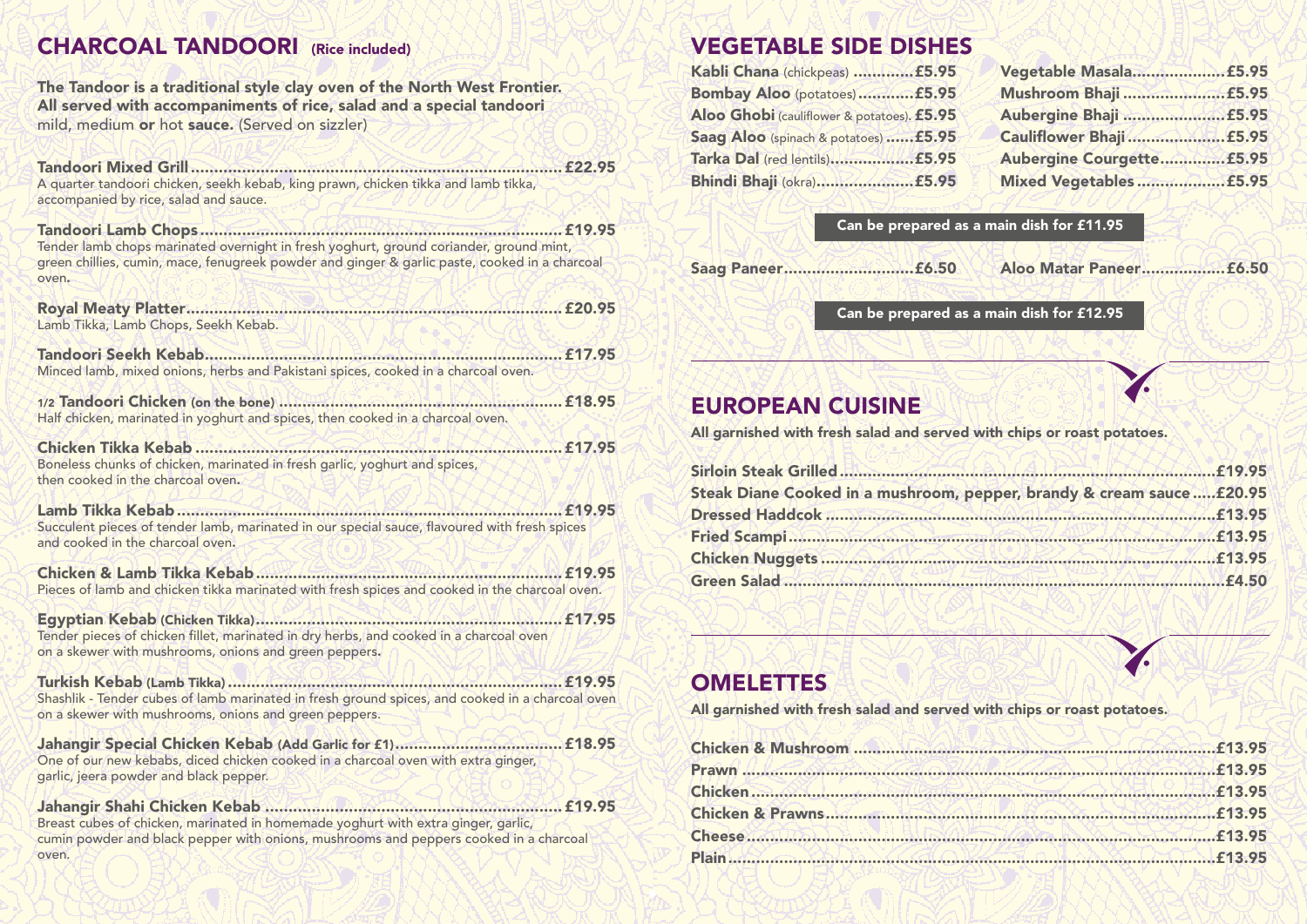## CHARCOAL TANDOORI (Rice included)

**The Tandoor is a traditional style clay oven of the North West Frontier. All served with accompaniments of rice, salad and a special tandoori** mild, medium **or** hot **sauce.** (Served on sizzler)

**Tandoori Mixed Grill .................................................. £22.95**
A quarter tandoori chicken, seekh kebab, king prawn, chicken tikka and lamb tikka, accompanied by rice, salad and sauce.

**Tandoori Lamb Chops .................................................. £19.95**
Tender lamb chops marinated overnight in fresh yoghurt, ground coriander, ground mint, green chillies, cumin, mace, fenugreek powder and ginger & garlic paste, cooked in a charcoal oven.

**Royal Meaty Platter .................................................. £20.95**
Lamb Tikka, Lamb Chops, Seekh Kebab.

**Tandoori Seekh Kebab .................................................. £17.95**
Minced lamb, mixed onions, herbs and Pakistani spices, cooked in a charcoal oven.

**1/2 Tandoori Chicken (on the bone) .................................................. £18.95**
Half chicken, marinated in yoghurt and spices, then cooked in a charcoal oven.

**Chicken Tikka Kebab .................................................. £17.95**
Boneless chunks of chicken, marinated in fresh garlic, yoghurt and spices, then cooked in the charcoal oven.

**Lamb Tikka Kebab .................................................. £19.95**
Succulent pieces of tender lamb, marinated in our special sauce, flavoured with fresh spices and cooked in the charcoal oven.

**Chicken & Lamb Tikka Kebab .................................................. £19.95**
Pieces of lamb and chicken tikka marinated with fresh spices and cooked in the charcoal oven.

**Egyptian Kebab (Chicken Tikka) .................................................. £17.95**
Tender pieces of chicken fillet, marinated in dry herbs, and cooked in a charcoal oven on a skewer with mushrooms, onions and green peppers.

**Turkish Kebab (Lamb Tikka) .................................................. £19.95**
Shashlik - Tender cubes of lamb marinated in fresh ground spices, and cooked in a charcoal oven on a skewer with mushrooms, onions and green peppers.

**Jahangir Special Chicken Kebab (Add Garlic for £1) .................................................. £18.95**
One of our new kebabs, diced chicken cooked in a charcoal oven with extra ginger, garlic, jeera powder and black pepper.

**Jahangir Shahi Chicken Kebab .................................................. £19.95**
Breast cubes of chicken, marinated in homemade yoghurt with extra ginger, garlic, cumin powder and black pepper with onions, mushrooms and peppers cooked in a charcoal oven.

## VEGETABLE SIDE DISHES

**Kabli Chana** (chickpeas) .......... **£5.95**
**Bombay Aloo** (potatoes) .......... **£5.95**
**Aloo Ghobi** (cauliflower & potatoes) .......... **£5.95**
**Saag Aloo** (spinach & potatoes) .......... **£5.95**
**Tarka Dal** (red lentils) .......... **£5.95**
**Bhindi Bhaji** (okra) .......... **£5.95**
**Vegetable Masala** .......... **£5.95**
**Mushroom Bhaji** .......... **£5.95**
**Aubergine Bhaji** .......... **£5.95**
**Cauliflower Bhaji** .......... **£5.95**
**Aubergine Courgette** .......... **£5.95**
**Mixed Vegetables** .......... **£5.95**

**Can be prepared as a main dish for £11.95**

**Saag Paneer** .......... **£6.50**
**Aloo Matar Paneer** .......... **£6.50**

**Can be prepared as a main dish for £12.95**

## EUROPEAN CUISINE

**All garnished with fresh salad and served with chips or roast potatoes.**

**Sirloin Steak Grilled .................................................. £19.95**
**Steak Diane Cooked in a mushroom, pepper, brandy & cream sauce ..... £20.95**
**Dressed Haddcok .................................................. £13.95**
**Fried Scampi .................................................. £13.95**
**Chicken Nuggets .................................................. £13.95**
**Green Salad .................................................. £4.50**

## OMELETTES

**All garnished with fresh salad and served with chips or roast potatoes.**

**Chicken & Mushroom .................................................. £13.95**
**Prawn .................................................. £13.95**
**Chicken .................................................. £13.95**
**Chicken & Prawns .................................................. £13.95**
**Cheese .................................................. £13.95**
**Plain .................................................. £13.95**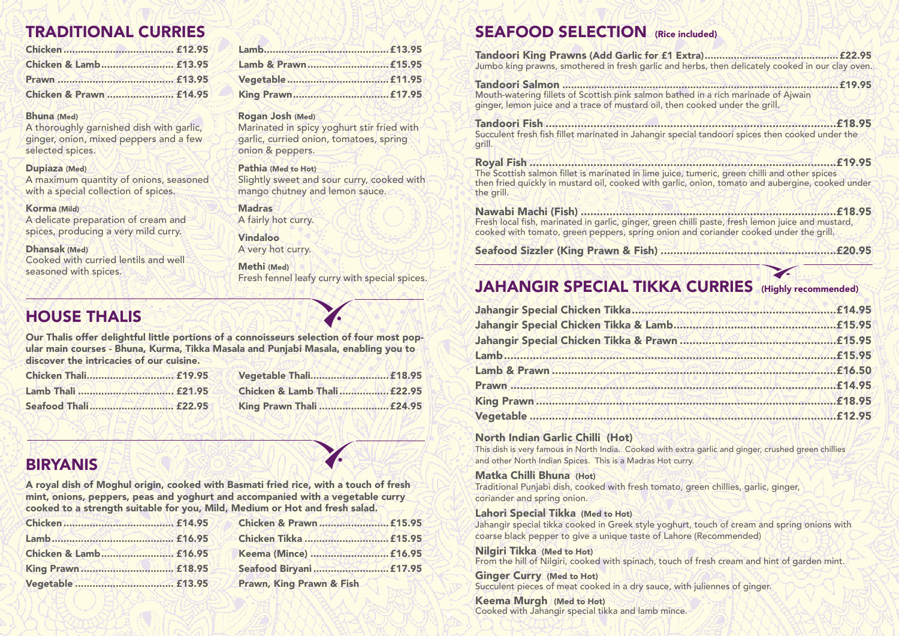## TRADITIONAL CURRIES

| Item | Price |
|---|---|
| Chicken | £12.95 |
| Chicken & Lamb | £13.95 |
| Prawn | £13.95 |
| Chicken & Prawn | £14.95 |
| Lamb | £13.95 |
| Lamb & Prawn | £15.95 |
| Vegetable | £11.95 |
| King Prawn | £17.95 |

**Bhuna** (Med)
A thoroughly garnished dish with garlic, ginger, onion, mixed peppers and a few selected spices.

**Dupiaza** (Med)
A maximum quantity of onions, seasoned with a special collection of spices.

**Korma** (Mild)
A delicate preparation of cream and spices, producing a very mild curry.

**Dhansak** (Med)
Cooked with curried lentils and well seasoned with spices.

**Rogan Josh** (Med)
Marinated in spicy yoghurt stir fried with garlic, curried onion, tomatoes, spring onion & peppers.

**Pathia** (Med to Hot)
Slightly sweet and sour curry, cooked with mango chutney and lemon sauce.

**Madras**
A fairly hot curry.

**Vindaloo**
A very hot curry.

**Methi** (Med)
Fresh fennel leafy curry with special spices.

## HOUSE THALIS

**Our Thalis offer delightful little portions of a connoisseurs selection of four most popular main courses - Bhuna, Kurma, Tikka Masala and Punjabi Masala, enabling you to discover the intricacies of our cuisine.**

| Item | Price |
|---|---|
| Chicken Thali | £19.95 |
| Lamb Thali | £21.95 |
| Seafood Thali | £22.95 |
| Vegetable Thali | £18.95 |
| Chicken & Lamb Thali | £22.95 |
| King Prawn Thali | £24.95 |

## BIRYANIS

**A royal dish of Moghul origin, cooked with Basmati fried rice, with a touch of fresh mint, onions, peppers, peas and yoghurt and accompanied with a vegetable curry cooked to a strength suitable for you, Mild, Medium or Hot and fresh salad.**

| Item | Price |
|---|---|
| Chicken | £14.95 |
| Lamb | £16.95 |
| Chicken & Lamb | £16.95 |
| King Prawn | £18.95 |
| Vegetable | £13.95 |
| Chicken & Prawn | £15.95 |
| Chicken Tikka | £15.95 |
| Keema (Mince) | £16.95 |
| Seafood Biryani | £17.95 |
| Prawn, King Prawn & Fish | |

## SEAFOOD SELECTION (Rice included)

**Tandoori King Prawns (Add Garlic for £1 Extra)** .......... **£22.95**
Jumbo king prawns, smothered in fresh garlic and herbs, then delicately cooked in our clay oven.

**Tandoori Salmon** .......... **£19.95**
Mouth-watering fillets of Scottish pink salmon bathed in a rich marinade of Ajwain ginger, lemon juice and a trace of mustard oil, then cooked under the grill.

**Tandoori Fish** .......... **£18.95**
Succulent fresh fish fillet marinated in Jahangir special tandoori spices then cooked under the grill.

**Royal Fish** .......... **£19.95**
The Scottish salmon fillet is marinated in lime juice, tumeric, green chilli and other spices then fried quickly in mustard oil, cooked with garlic, onion, tomato and aubergine, cooked under the grill.

**Nawabi Machi (Fish)** .......... **£18.95**
Fresh local fish, marinated in garlic, ginger, green chilli paste, fresh lemon juice and mustard, cooked with tomato, green peppers, spring onion and coriander cooked under the grill.

**Seafood Sizzler (King Prawn & Fish)** .......... **£20.95**

## JAHANGIR SPECIAL TIKKA CURRIES (Highly recommended)

| Item | Price |
|---|---|
| Jahangir Special Chicken Tikka | £14.95 |
| Jahangir Special Chicken Tikka & Lamb | £15.95 |
| Jahangir Special Chicken Tikka & Prawn | £15.95 |
| Lamb | £15.95 |
| Lamb & Prawn | £16.50 |
| Prawn | £14.95 |
| King Prawn | £18.95 |
| Vegetable | £12.95 |

**North Indian Garlic Chilli (Hot)**
This dish is very famous in North India. Cooked with extra garlic and ginger, crushed green chillies and other North Indian Spices. This is a Madras Hot curry.

**Matka Chilli Bhuna** (Hot)
Traditional Punjabi dish, cooked with fresh tomato, green chillies, garlic, ginger, coriander and spring onion.

**Lahori Special Tikka** (Med to Hot)
Jahangir special tikka cooked in Greek style yoghurt, touch of cream and spring onions with coarse black pepper to give a unique taste of Lahore (Recommended)

**Nilgiri Tikka** (Med to Hot)
From the hill of Nilgiri, cooked with spinach, touch of fresh cream and hint of garden mint.

**Ginger Curry** (Med to Hot)
Succulent pieces of meat cooked in a dry sauce, with juliennes of ginger.

**Keema Murgh** (Med to Hot)
Cooked with Jahangir special tikka and lamb mince.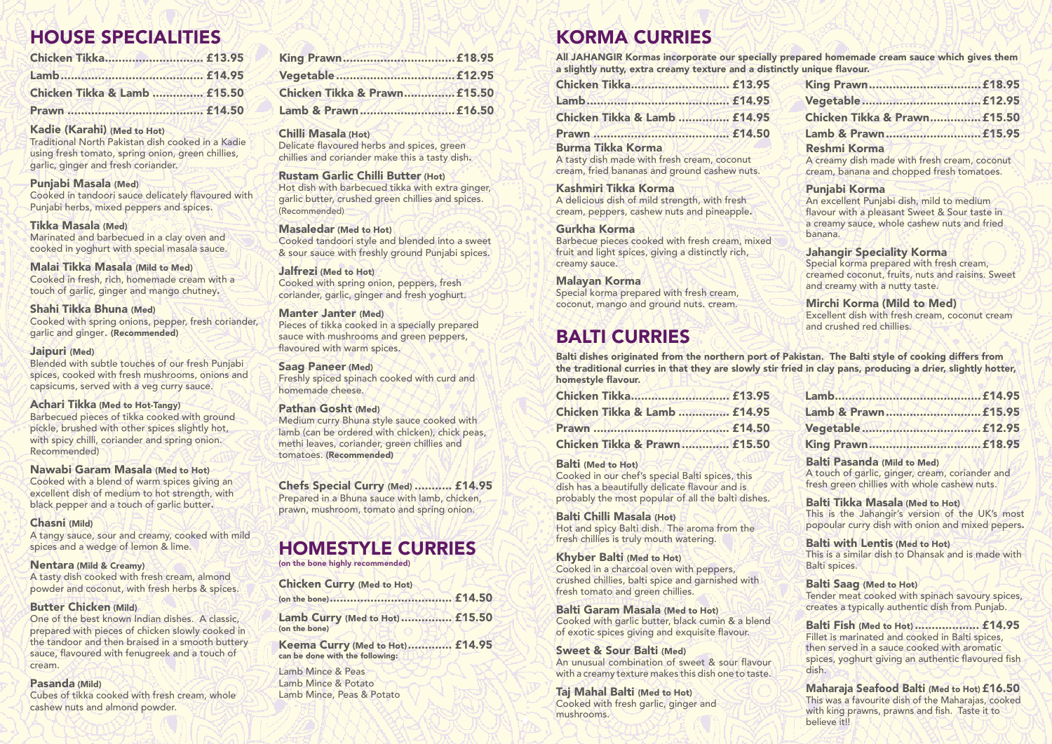# HOUSE SPECIALITIES

| | |
|---|---|
| Chicken Tikka | £13.95 |
| Lamb | £14.95 |
| Chicken Tikka & Lamb | £15.50 |
| Prawn | £14.50 |
| King Prawn | £18.95 |
| Vegetable | £12.95 |
| Chicken Tikka & Prawn | £15.50 |
| Lamb & Prawn | £16.50 |

**Kadie (Karahi) (Med to Hot)**
Traditional North Pakistan dish cooked in a Kadie using fresh tomato, spring onion, green chillies, garlic, ginger and fresh coriander.

**Punjabi Masala (Med)**
Cooked in tandoori sauce delicately flavoured with Punjabi herbs, mixed peppers and spices.

**Tikka Masala (Med)**
Marinated and barbecued in a clay oven and cooked in yoghurt with special masala sauce.

**Malai Tikka Masala (Mild to Med)**
Cooked in fresh, rich, homemade cream with a touch of garlic, ginger and mango chutney.

**Shahi Tikka Bhuna (Med)**
Cooked with spring onions, pepper, fresh coriander, garlic and ginger. **(Recommended)**

**Jaipuri (Med)**
Blended with subtle touches of our fresh Punjabi spices, cooked with fresh mushrooms, onions and capsicums, served with a veg curry sauce.

**Achari Tikka (Med to Hot-Tangy)**
Barbecued pieces of tikka cooked with ground pickle, brushed with other spices slightly hot, with spicy chilli, coriander and spring onion. Recommended)

**Nawabi Garam Masala (Med to Hot)**
Cooked with a blend of warm spices giving an excellent dish of medium to hot strength, with black pepper and a touch of garlic butter.

**Chasni (Mild)**
A tangy sauce, sour and creamy, cooked with mild spices and a wedge of lemon & lime.

**Nentara (Mild & Creamy)**
A tasty dish cooked with fresh cream, almond powder and coconut, with fresh herbs & spices.

**Butter Chicken (Mild)**
One of the best known Indian dishes. A classic, prepared with pieces of chicken slowly cooked in the tandoor and then braised in a smooth buttery sauce, flavoured with fenugreek and a touch of cream.

**Pasanda (Mild)**
Cubes of tikka cooked with fresh cream, whole cashew nuts and almond powder.

**Chilli Masala (Hot)**
Delicate flavoured herbs and spices, green chillies and coriander make this a tasty dish.

**Rustam Garlic Chilli Butter (Hot)**
Hot dish with barbecued tikka with extra ginger, garlic butter, crushed green chillies and spices. (Recommended)

**Masaledar (Med to Hot)**
Cooked tandoori style and blended into a sweet & sour sauce with freshly ground Punjabi spices.

**Jalfrezi (Med to Hot)**
Cooked with spring onion, peppers, fresh coriander, garlic, ginger and fresh yoghurt.

**Manter Janter (Med)**
Pieces of tikka cooked in a specially prepared sauce with mushrooms and green peppers, flavoured with warm spices.

**Saag Paneer (Med)**
Freshly spiced spinach cooked with curd and homemade cheese.

**Pathan Gosht (Med)**
Medium curry Bhuna style sauce cooked with lamb (can be ordered with chicken), chick peas, methi leaves, coriander, green chillies and tomatoes. **(Recommended)**

**Chefs Special Curry (Med) ........... £14.95**
Prepared in a Bhuna sauce with lamb, chicken, prawn, mushroom, tomato and spring onion.

# HOMESTYLE CURRIES

(on the bone highly recommended)

**Chicken Curry (Med to Hot)** (on the bone) .................................. £14.50

**Lamb Curry (Med to Hot)** (on the bone) .............. £15.50

**Keema Curry (Med to Hot)** ............ £14.95
can be done with the following:

Lamb Mince & Peas
Lamb Mince & Potato
Lamb Mince, Peas & Potato

# KORMA CURRIES

**All JAHANGIR Kormas incorporate our specially prepared homemade cream sauce which gives them a slightly nutty, extra creamy texture and a distinctly unique flavour.**

| | |
|---|---|
| Chicken Tikka | £13.95 |
| Lamb | £14.95 |
| Chicken Tikka & Lamb | £14.95 |
| Prawn | £14.50 |
| King Prawn | £18.95 |
| Vegetable | £12.95 |
| Chicken Tikka & Prawn | £15.50 |
| Lamb & Prawn | £15.95 |

**Burma Tikka Korma**
A tasty dish made with fresh cream, coconut cream, fried bananas and ground cashew nuts.

**Kashmiri Tikka Korma**
A delicious dish of mild strength, with fresh cream, peppers, cashew nuts and pineapple.

**Gurkha Korma**
Barbecue pieces cooked with fresh cream, mixed fruit and light spices, giving a distinctly rich, creamy sauce.

**Malayan Korma**
Special korma prepared with fresh cream, coconut, mango and ground nuts. cream.

**Reshmi Korma**
A creamy dish made with fresh cream, coconut cream, banana and chopped fresh tomatoes.

**Punjabi Korma**
An excellent Punjabi dish, mild to medium flavour with a pleasant Sweet & Sour taste in a creamy sauce, whole cashew nuts and fried banana.

**Jahangir Speciality Korma**
Special korma prepared with fresh cream, creamed coconut, fruits, nuts and raisins. Sweet and creamy with a nutty taste.

**Mirchi Korma (Mild to Med)**
Excellent dish with fresh cream, coconut cream and crushed red chillies.

# BALTI CURRIES

**Balti dishes originated from the northern port of Pakistan. The Balti style of cooking differs from the traditional curries in that they are slowly stir fried in clay pans, producing a drier, slightly hotter, homestyle flavour.**

| | |
|---|---|
| Chicken Tikka | £13.95 |
| Chicken Tikka & Lamb | £14.95 |
| Prawn | £14.50 |
| Chicken Tikka & Prawn | £15.50 |
| Lamb | £14.95 |
| Lamb & Prawn | £15.95 |
| Vegetable | £12.95 |
| King Prawn | £18.95 |

**Balti (Med to Hot)**
Cooked in our chef's special Balti spices, this dish has a beautifully delicate flavour and is probably the most popular of all the balti dishes.

**Balti Chilli Masala (Hot)**
Hot and spicy Balti dish. The aroma from the fresh chillies is truly mouth watering.

**Khyber Balti (Med to Hot)**
Cooked in a charcoal oven with peppers, crushed chillies, balti spice and garnished with fresh tomato and green chillies.

**Balti Garam Masala (Med to Hot)**
Cooked with garlic butter, black cumin & a blend of exotic spices giving and exquisite flavour.

**Sweet & Sour Balti (Med)**
An unusual combination of sweet & sour flavour with a creamy texture makes this dish one to taste.

**Taj Mahal Balti (Med to Hot)**
Cooked with fresh garlic, ginger and mushrooms.

**Balti Pasanda (Mild to Med)**
A touch of garlic, ginger, cream, coriander and fresh green chillies with whole cashew nuts.

**Balti Tikka Masala (Med to Hot)**
This is the Jahangir's version of the UK's most popoular curry dish with onion and mixed pepers.

**Balti with Lentis (Med to Hot)**
This is a similar dish to Dhansak and is made with Balti spices.

**Balti Saag (Med to Hot)**
Tender meat cooked with spinach savoury spices, creates a typically authentic dish from Punjab.

**Balti Fish (Med to Hot) .................. £14.95**
Fillet is marinated and cooked in Balti spices, then served in a sauce cooked with aromatic spices, yoghurt giving an authentic flavoured fish dish.

**Maharaja Seafood Balti (Med to Hot) £16.50**
This was a favourite dish of the Maharajas, cooked with king prawns, prawns and fish. Taste it to believe it!!